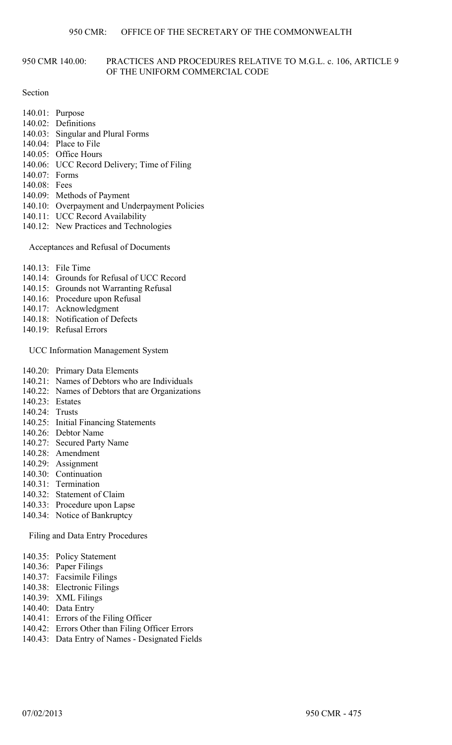# 950 CMR 140.00: PRACTICES AND PROCEDURES RELATIVE TO M.G.L. c. 106, ARTICLE 9 OF THE UNIFORM COMMERCIAL CODE

Section

140.01: Purpose
140.02: Definitions
140.03: Singular and Plural Forms
140.04: Place to File
140.05: Office Hours
140.06: UCC Record Delivery; Time of Filing
140.07: Forms
140.08: Fees
140.09: Methods of Payment
140.10: Overpayment and Underpayment Policies
140.11: UCC Record Availability
140.12: New Practices and Technologies

Acceptances and Refusal of Documents

140.13: File Time
140.14: Grounds for Refusal of UCC Record
140.15: Grounds not Warranting Refusal
140.16: Procedure upon Refusal
140.17: Acknowledgment
140.18: Notification of Defects
140.19: Refusal Errors

UCC Information Management System

140.20: Primary Data Elements
140.21: Names of Debtors who are Individuals
140.22: Names of Debtors that are Organizations
140.23: Estates
140.24: Trusts
140.25: Initial Financing Statements
140.26: Debtor Name
140.27: Secured Party Name
140.28: Amendment
140.29: Assignment
140.30: Continuation
140.31: Termination
140.32: Statement of Claim
140.33: Procedure upon Lapse
140.34: Notice of Bankruptcy

Filing and Data Entry Procedures

140.35: Policy Statement
140.36: Paper Filings
140.37: Facsimile Filings
140.38: Electronic Filings
140.39: XML Filings
140.40: Data Entry
140.41: Errors of the Filing Officer
140.42: Errors Other than Filing Officer Errors
140.43: Data Entry of Names - Designated Fields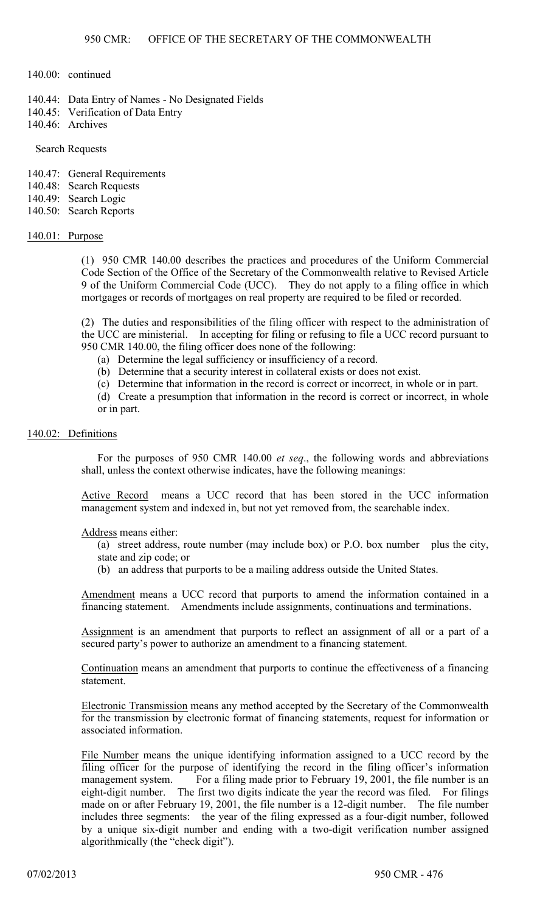140.00: continued

140.44: Data Entry of Names - No Designated Fields
140.45: Verification of Data Entry
140.46: Archives

Search Requests

140.47: General Requirements
140.48: Search Requests
140.49: Search Logic
140.50: Search Reports

## 140.01: Purpose

(1) 950 CMR 140.00 describes the practices and procedures of the Uniform Commercial Code Section of the Office of the Secretary of the Commonwealth relative to Revised Article 9 of the Uniform Commercial Code (UCC). They do not apply to a filing office in which mortgages or records of mortgages on real property are required to be filed or recorded.

(2) The duties and responsibilities of the filing officer with respect to the administration of the UCC are ministerial. In accepting for filing or refusing to file a UCC record pursuant to 950 CMR 140.00, the filing officer does none of the following:

(a) Determine the legal sufficiency or insufficiency of a record.
(b) Determine that a security interest in collateral exists or does not exist.
(c) Determine that information in the record is correct or incorrect, in whole or in part.
(d) Create a presumption that information in the record is correct or incorrect, in whole or in part.

## 140.02: Definitions

For the purposes of 950 CMR 140.00 *et seq*., the following words and abbreviations shall, unless the context otherwise indicates, have the following meanings:

Active Record means a UCC record that has been stored in the UCC information management system and indexed in, but not yet removed from, the searchable index.

Address means either:

(a) street address, route number (may include box) or P.O. box number plus the city, state and zip code; or
(b) an address that purports to be a mailing address outside the United States.

Amendment means a UCC record that purports to amend the information contained in a financing statement. Amendments include assignments, continuations and terminations.

Assignment is an amendment that purports to reflect an assignment of all or a part of a secured party's power to authorize an amendment to a financing statement.

Continuation means an amendment that purports to continue the effectiveness of a financing statement.

Electronic Transmission means any method accepted by the Secretary of the Commonwealth for the transmission by electronic format of financing statements, request for information or associated information.

File Number means the unique identifying information assigned to a UCC record by the filing officer for the purpose of identifying the record in the filing officer's information management system. For a filing made prior to February 19, 2001, the file number is an eight-digit number. The first two digits indicate the year the record was filed. For filings made on or after February 19, 2001, the file number is a 12-digit number. The file number includes three segments: the year of the filing expressed as a four-digit number, followed by a unique six-digit number and ending with a two-digit verification number assigned algorithmically (the "check digit").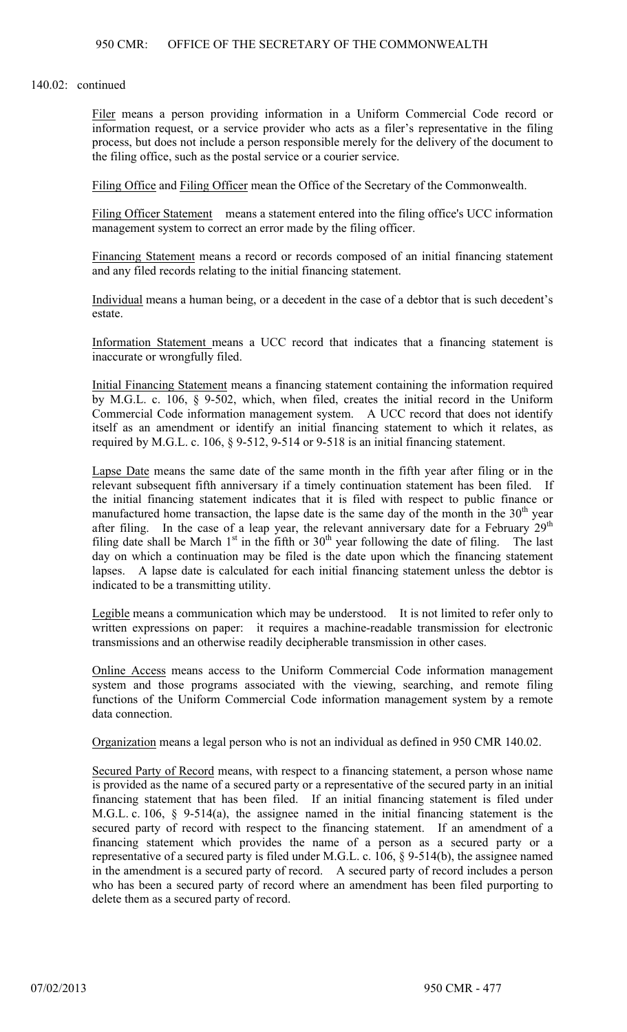140.02: continued

Filer means a person providing information in a Uniform Commercial Code record or information request, or a service provider who acts as a filer's representative in the filing process, but does not include a person responsible merely for the delivery of the document to the filing office, such as the postal service or a courier service.

Filing Office and Filing Officer mean the Office of the Secretary of the Commonwealth.

Filing Officer Statement means a statement entered into the filing office's UCC information management system to correct an error made by the filing officer.

Financing Statement means a record or records composed of an initial financing statement and any filed records relating to the initial financing statement.

Individual means a human being, or a decedent in the case of a debtor that is such decedent's estate.

Information Statement means a UCC record that indicates that a financing statement is inaccurate or wrongfully filed.

Initial Financing Statement means a financing statement containing the information required by M.G.L. c. 106, § 9-502, which, when filed, creates the initial record in the Uniform Commercial Code information management system. A UCC record that does not identify itself as an amendment or identify an initial financing statement to which it relates, as required by M.G.L. c. 106, § 9-512, 9-514 or 9-518 is an initial financing statement.

Lapse Date means the same date of the same month in the fifth year after filing or in the relevant subsequent fifth anniversary if a timely continuation statement has been filed. If the initial financing statement indicates that it is filed with respect to public finance or manufactured home transaction, the lapse date is the same day of the month in the 30th year after filing. In the case of a leap year, the relevant anniversary date for a February 29th filing date shall be March 1st in the fifth or 30th year following the date of filing. The last day on which a continuation may be filed is the date upon which the financing statement lapses. A lapse date is calculated for each initial financing statement unless the debtor is indicated to be a transmitting utility.

Legible means a communication which may be understood. It is not limited to refer only to written expressions on paper: it requires a machine-readable transmission for electronic transmissions and an otherwise readily decipherable transmission in other cases.

Online Access means access to the Uniform Commercial Code information management system and those programs associated with the viewing, searching, and remote filing functions of the Uniform Commercial Code information management system by a remote data connection.

Organization means a legal person who is not an individual as defined in 950 CMR 140.02.

Secured Party of Record means, with respect to a financing statement, a person whose name is provided as the name of a secured party or a representative of the secured party in an initial financing statement that has been filed. If an initial financing statement is filed under M.G.L. c. 106, § 9-514(a), the assignee named in the initial financing statement is the secured party of record with respect to the financing statement. If an amendment of a financing statement which provides the name of a person as a secured party or a representative of a secured party is filed under M.G.L. c. 106, § 9-514(b), the assignee named in the amendment is a secured party of record. A secured party of record includes a person who has been a secured party of record where an amendment has been filed purporting to delete them as a secured party of record.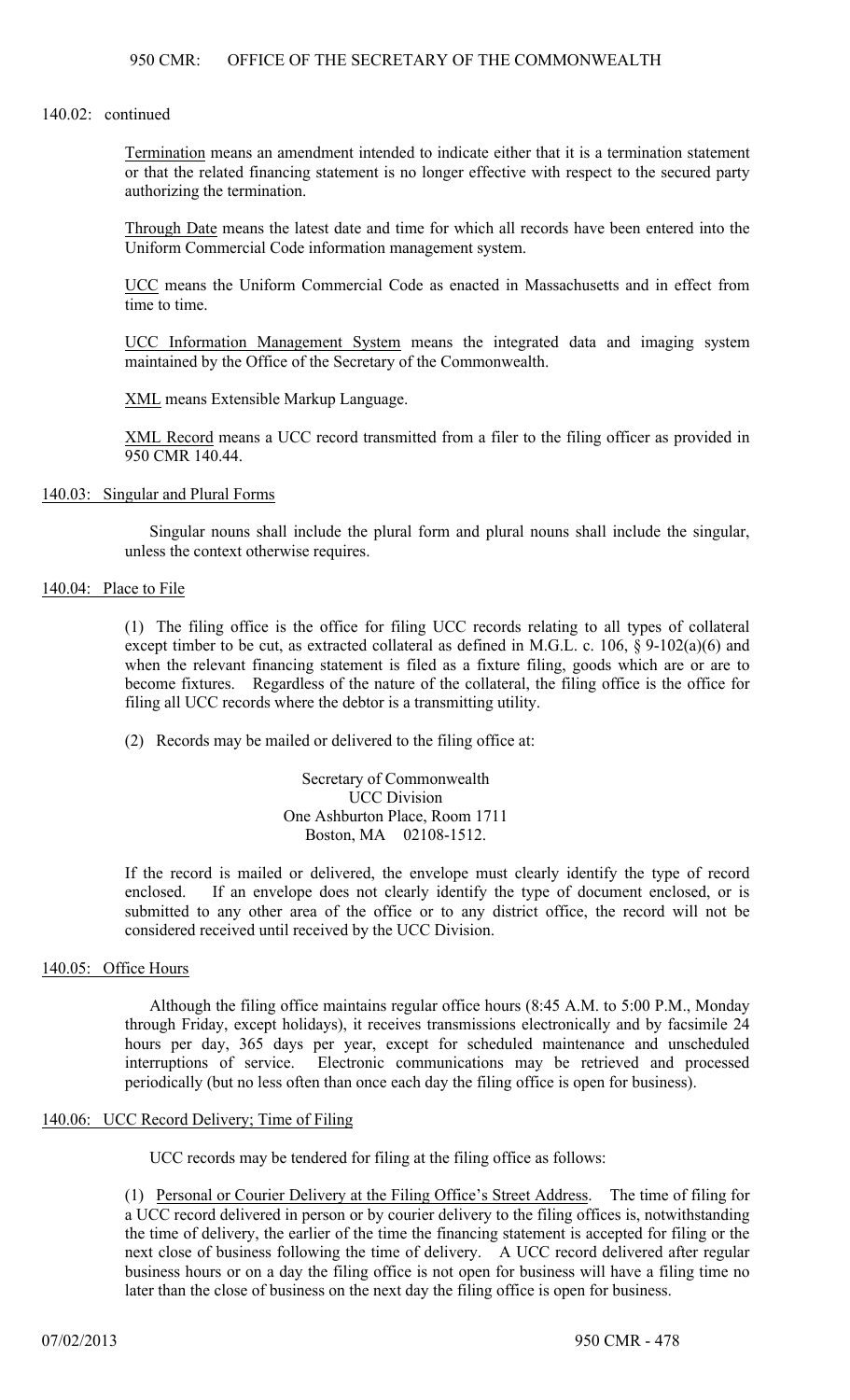140.02: continued

Termination means an amendment intended to indicate either that it is a termination statement or that the related financing statement is no longer effective with respect to the secured party authorizing the termination.

Through Date means the latest date and time for which all records have been entered into the Uniform Commercial Code information management system.

UCC means the Uniform Commercial Code as enacted in Massachusetts and in effect from time to time.

UCC Information Management System means the integrated data and imaging system maintained by the Office of the Secretary of the Commonwealth.

XML means Extensible Markup Language.

XML Record means a UCC record transmitted from a filer to the filing officer as provided in 950 CMR 140.44.

## 140.03: Singular and Plural Forms

Singular nouns shall include the plural form and plural nouns shall include the singular, unless the context otherwise requires.

## 140.04: Place to File

(1) The filing office is the office for filing UCC records relating to all types of collateral except timber to be cut, as extracted collateral as defined in M.G.L. c. 106, § 9-102(a)(6) and when the relevant financing statement is filed as a fixture filing, goods which are or are to become fixtures. Regardless of the nature of the collateral, the filing office is the office for filing all UCC records where the debtor is a transmitting utility.

(2) Records may be mailed or delivered to the filing office at:

Secretary of Commonwealth
UCC Division
One Ashburton Place, Room 1711
Boston, MA 02108-1512.

If the record is mailed or delivered, the envelope must clearly identify the type of record enclosed. If an envelope does not clearly identify the type of document enclosed, or is submitted to any other area of the office or to any district office, the record will not be considered received until received by the UCC Division.

## 140.05: Office Hours

Although the filing office maintains regular office hours (8:45 A.M. to 5:00 P.M., Monday through Friday, except holidays), it receives transmissions electronically and by facsimile 24 hours per day, 365 days per year, except for scheduled maintenance and unscheduled interruptions of service. Electronic communications may be retrieved and processed periodically (but no less often than once each day the filing office is open for business).

## 140.06: UCC Record Delivery; Time of Filing

UCC records may be tendered for filing at the filing office as follows:

(1) Personal or Courier Delivery at the Filing Office's Street Address. The time of filing for a UCC record delivered in person or by courier delivery to the filing offices is, notwithstanding the time of delivery, the earlier of the time the financing statement is accepted for filing or the next close of business following the time of delivery. A UCC record delivered after regular business hours or on a day the filing office is not open for business will have a filing time no later than the close of business on the next day the filing office is open for business.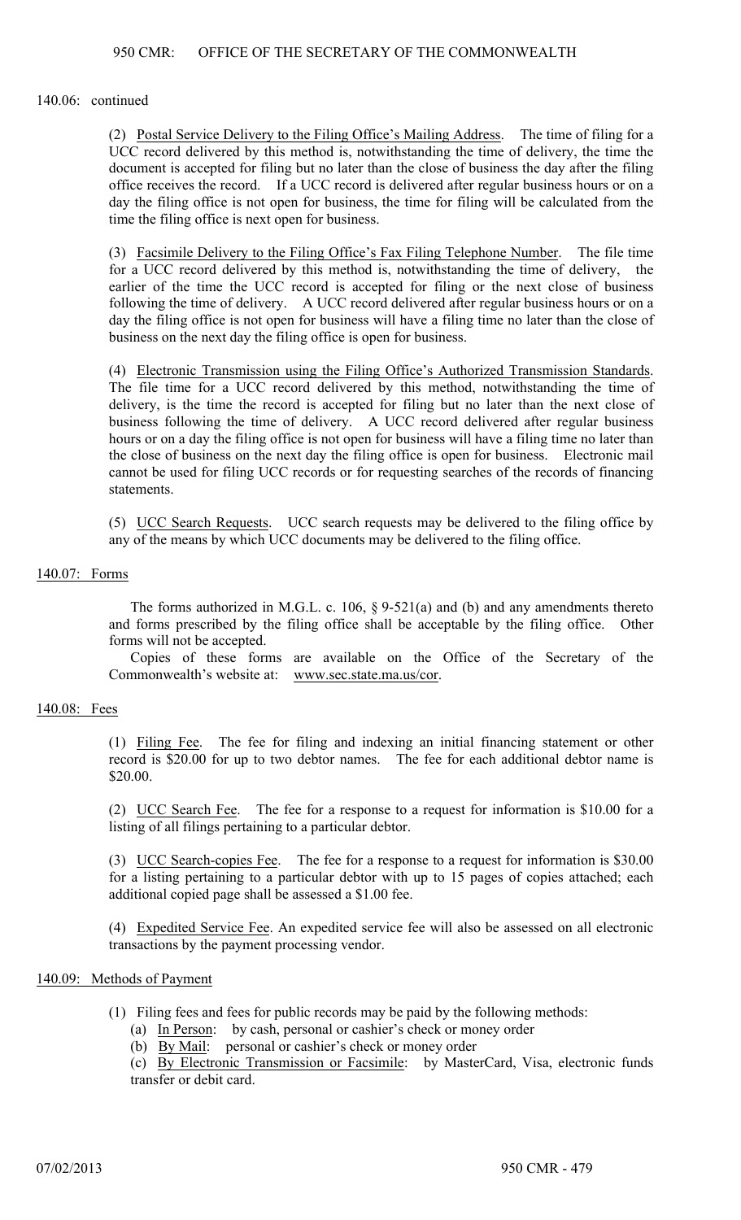140.06: continued

(2) Postal Service Delivery to the Filing Office's Mailing Address. The time of filing for a UCC record delivered by this method is, notwithstanding the time of delivery, the time the document is accepted for filing but no later than the close of business the day after the filing office receives the record. If a UCC record is delivered after regular business hours or on a day the filing office is not open for business, the time for filing will be calculated from the time the filing office is next open for business.

(3) Facsimile Delivery to the Filing Office's Fax Filing Telephone Number. The file time for a UCC record delivered by this method is, notwithstanding the time of delivery, the earlier of the time the UCC record is accepted for filing or the next close of business following the time of delivery. A UCC record delivered after regular business hours or on a day the filing office is not open for business will have a filing time no later than the close of business on the next day the filing office is open for business.

(4) Electronic Transmission using the Filing Office's Authorized Transmission Standards. The file time for a UCC record delivered by this method, notwithstanding the time of delivery, is the time the record is accepted for filing but no later than the next close of business following the time of delivery. A UCC record delivered after regular business hours or on a day the filing office is not open for business will have a filing time no later than the close of business on the next day the filing office is open for business. Electronic mail cannot be used for filing UCC records or for requesting searches of the records of financing statements.

(5) UCC Search Requests. UCC search requests may be delivered to the filing office by any of the means by which UCC documents may be delivered to the filing office.

## 140.07: Forms

The forms authorized in M.G.L. c. 106, § 9-521(a) and (b) and any amendments thereto and forms prescribed by the filing office shall be acceptable by the filing office. Other forms will not be accepted.

Copies of these forms are available on the Office of the Secretary of the Commonwealth's website at: www.sec.state.ma.us/cor.

## 140.08: Fees

(1) Filing Fee. The fee for filing and indexing an initial financing statement or other record is $20.00 for up to two debtor names. The fee for each additional debtor name is $20.00.

(2) UCC Search Fee. The fee for a response to a request for information is $10.00 for a listing of all filings pertaining to a particular debtor.

(3) UCC Search-copies Fee. The fee for a response to a request for information is $30.00 for a listing pertaining to a particular debtor with up to 15 pages of copies attached; each additional copied page shall be assessed a $1.00 fee.

(4) Expedited Service Fee. An expedited service fee will also be assessed on all electronic transactions by the payment processing vendor.

## 140.09: Methods of Payment

(1) Filing fees and fees for public records may be paid by the following methods:
   (a) In Person: by cash, personal or cashier's check or money order
   (b) By Mail: personal or cashier's check or money order
   (c) By Electronic Transmission or Facsimile: by MasterCard, Visa, electronic funds transfer or debit card.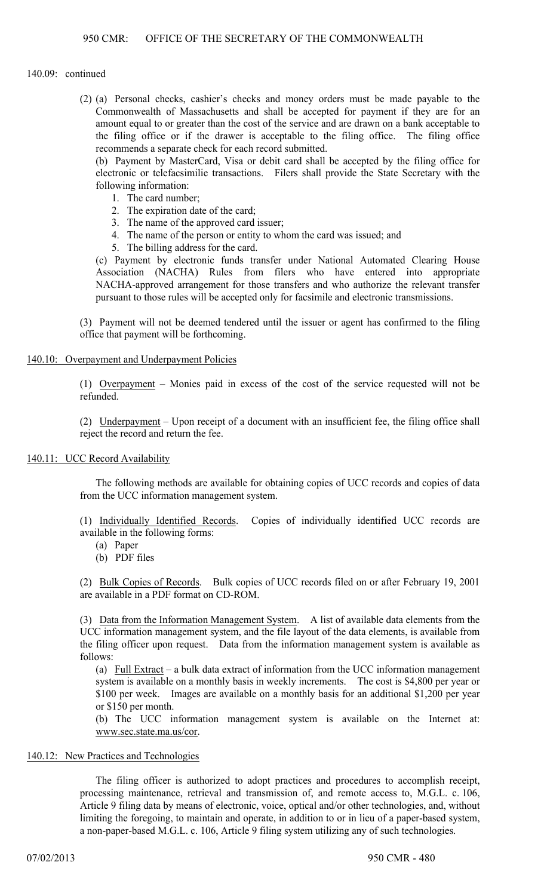140.09: continued

(2) (a) Personal checks, cashier's checks and money orders must be made payable to the Commonwealth of Massachusetts and shall be accepted for payment if they are for an amount equal to or greater than the cost of the service and are drawn on a bank acceptable to the filing office or if the drawer is acceptable to the filing office. The filing office recommends a separate check for each record submitted.

(b) Payment by MasterCard, Visa or debit card shall be accepted by the filing office for electronic or telefacsimilie transactions. Filers shall provide the State Secretary with the following information:

1. The card number;
2. The expiration date of the card;
3. The name of the approved card issuer;
4. The name of the person or entity to whom the card was issued; and
5. The billing address for the card.

(c) Payment by electronic funds transfer under National Automated Clearing House Association (NACHA) Rules from filers who have entered into appropriate NACHA-approved arrangement for those transfers and who authorize the relevant transfer pursuant to those rules will be accepted only for facsimile and electronic transmissions.

(3) Payment will not be deemed tendered until the issuer or agent has confirmed to the filing office that payment will be forthcoming.

## 140.10: Overpayment and Underpayment Policies

(1) Overpayment – Monies paid in excess of the cost of the service requested will not be refunded.

(2) Underpayment – Upon receipt of a document with an insufficient fee, the filing office shall reject the record and return the fee.

## 140.11: UCC Record Availability

The following methods are available for obtaining copies of UCC records and copies of data from the UCC information management system.

(1) Individually Identified Records. Copies of individually identified UCC records are available in the following forms:

(a) Paper
(b) PDF files

(2) Bulk Copies of Records. Bulk copies of UCC records filed on or after February 19, 2001 are available in a PDF format on CD-ROM.

(3) Data from the Information Management System. A list of available data elements from the UCC information management system, and the file layout of the data elements, is available from the filing officer upon request. Data from the information management system is available as follows:

(a) Full Extract – a bulk data extract of information from the UCC information management system is available on a monthly basis in weekly increments. The cost is $4,800 per year or $100 per week. Images are available on a monthly basis for an additional $1,200 per year or $150 per month.

(b) The UCC information management system is available on the Internet at: www.sec.state.ma.us/cor.

## 140.12: New Practices and Technologies

The filing officer is authorized to adopt practices and procedures to accomplish receipt, processing maintenance, retrieval and transmission of, and remote access to, M.G.L. c. 106, Article 9 filing data by means of electronic, voice, optical and/or other technologies, and, without limiting the foregoing, to maintain and operate, in addition to or in lieu of a paper-based system, a non-paper-based M.G.L. c. 106, Article 9 filing system utilizing any of such technologies.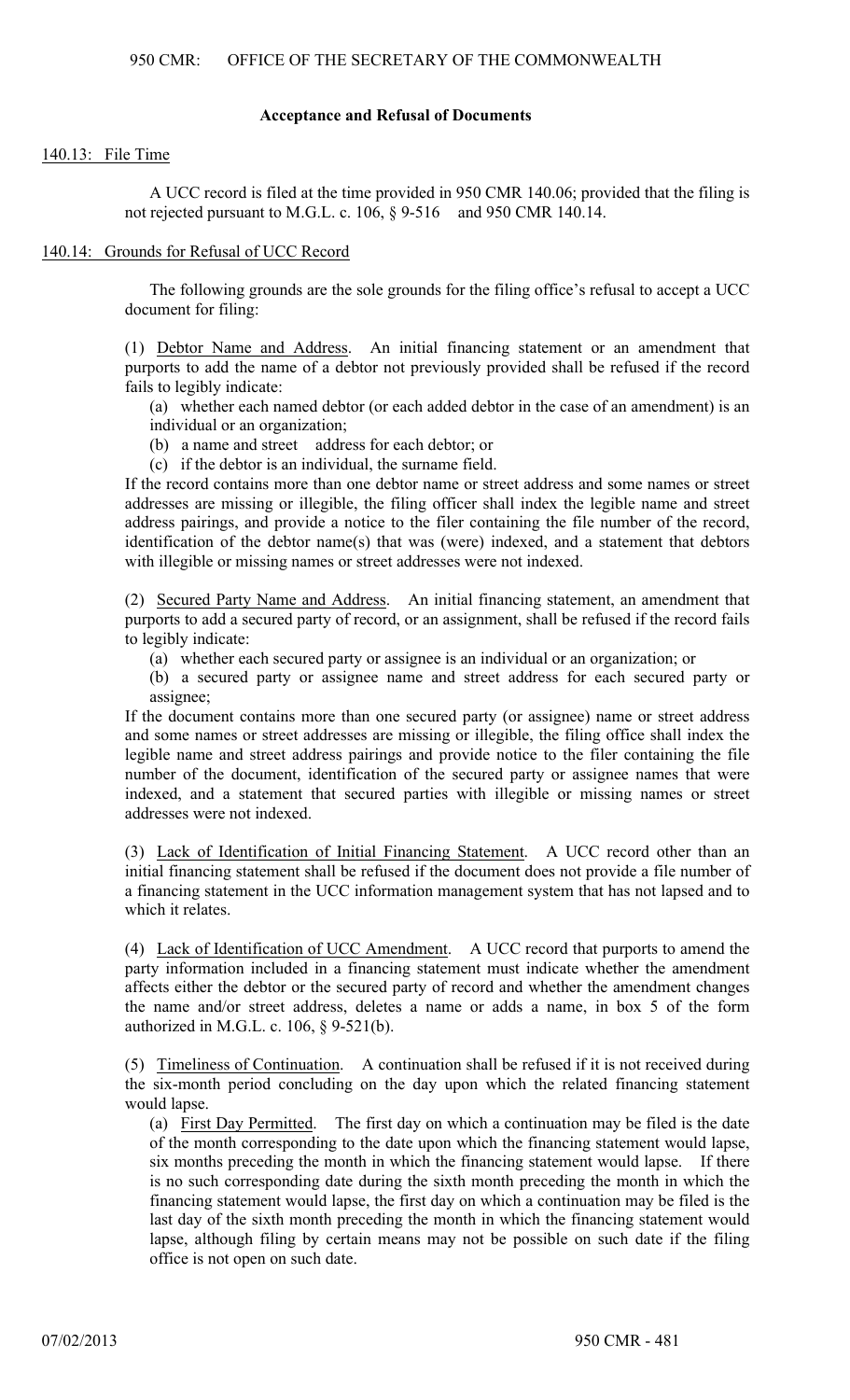**Acceptance and Refusal of Documents**

140.13: File Time

A UCC record is filed at the time provided in 950 CMR 140.06; provided that the filing is not rejected pursuant to M.G.L. c. 106, § 9-516 and 950 CMR 140.14.

140.14: Grounds for Refusal of UCC Record

The following grounds are the sole grounds for the filing office's refusal to accept a UCC document for filing:

(1) Debtor Name and Address. An initial financing statement or an amendment that purports to add the name of a debtor not previously provided shall be refused if the record fails to legibly indicate:

(a) whether each named debtor (or each added debtor in the case of an amendment) is an individual or an organization;
(b) a name and street address for each debtor; or
(c) if the debtor is an individual, the surname field.

If the record contains more than one debtor name or street address and some names or street addresses are missing or illegible, the filing officer shall index the legible name and street address pairings, and provide a notice to the filer containing the file number of the record, identification of the debtor name(s) that was (were) indexed, and a statement that debtors with illegible or missing names or street addresses were not indexed.

(2) Secured Party Name and Address. An initial financing statement, an amendment that purports to add a secured party of record, or an assignment, shall be refused if the record fails to legibly indicate:

(a) whether each secured party or assignee is an individual or an organization; or
(b) a secured party or assignee name and street address for each secured party or assignee;

If the document contains more than one secured party (or assignee) name or street address and some names or street addresses are missing or illegible, the filing office shall index the legible name and street address pairings and provide notice to the filer containing the file number of the document, identification of the secured party or assignee names that were indexed, and a statement that secured parties with illegible or missing names or street addresses were not indexed.

(3) Lack of Identification of Initial Financing Statement. A UCC record other than an initial financing statement shall be refused if the document does not provide a file number of a financing statement in the UCC information management system that has not lapsed and to which it relates.

(4) Lack of Identification of UCC Amendment. A UCC record that purports to amend the party information included in a financing statement must indicate whether the amendment affects either the debtor or the secured party of record and whether the amendment changes the name and/or street address, deletes a name or adds a name, in box 5 of the form authorized in M.G.L. c. 106, § 9-521(b).

(5) Timeliness of Continuation. A continuation shall be refused if it is not received during the six-month period concluding on the day upon which the related financing statement would lapse.

(a) First Day Permitted. The first day on which a continuation may be filed is the date of the month corresponding to the date upon which the financing statement would lapse, six months preceding the month in which the financing statement would lapse. If there is no such corresponding date during the sixth month preceding the month in which the financing statement would lapse, the first day on which a continuation may be filed is the last day of the sixth month preceding the month in which the financing statement would lapse, although filing by certain means may not be possible on such date if the filing office is not open on such date.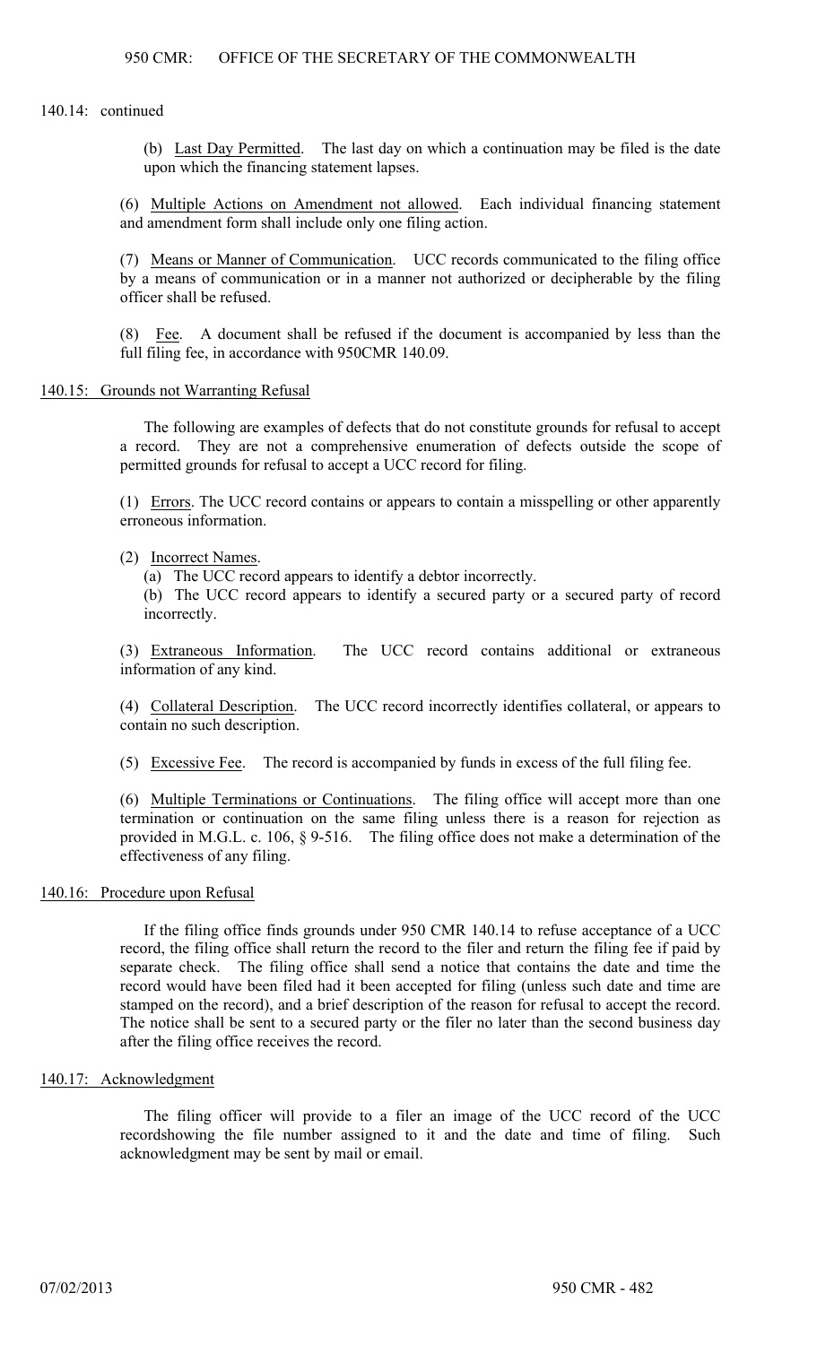140.14: continued

(b) Last Day Permitted. The last day on which a continuation may be filed is the date upon which the financing statement lapses.

(6) Multiple Actions on Amendment not allowed. Each individual financing statement and amendment form shall include only one filing action.

(7) Means or Manner of Communication. UCC records communicated to the filing office by a means of communication or in a manner not authorized or decipherable by the filing officer shall be refused.

(8) Fee. A document shall be refused if the document is accompanied by less than the full filing fee, in accordance with 950CMR 140.09.

## 140.15: Grounds not Warranting Refusal

The following are examples of defects that do not constitute grounds for refusal to accept a record. They are not a comprehensive enumeration of defects outside the scope of permitted grounds for refusal to accept a UCC record for filing.

(1) Errors. The UCC record contains or appears to contain a misspelling or other apparently erroneous information.

(2) Incorrect Names.

(a) The UCC record appears to identify a debtor incorrectly.

(b) The UCC record appears to identify a secured party or a secured party of record incorrectly.

(3) Extraneous Information. The UCC record contains additional or extraneous information of any kind.

(4) Collateral Description. The UCC record incorrectly identifies collateral, or appears to contain no such description.

(5) Excessive Fee. The record is accompanied by funds in excess of the full filing fee.

(6) Multiple Terminations or Continuations. The filing office will accept more than one termination or continuation on the same filing unless there is a reason for rejection as provided in M.G.L. c. 106, § 9-516. The filing office does not make a determination of the effectiveness of any filing.

## 140.16: Procedure upon Refusal

If the filing office finds grounds under 950 CMR 140.14 to refuse acceptance of a UCC record, the filing office shall return the record to the filer and return the filing fee if paid by separate check. The filing office shall send a notice that contains the date and time the record would have been filed had it been accepted for filing (unless such date and time are stamped on the record), and a brief description of the reason for refusal to accept the record. The notice shall be sent to a secured party or the filer no later than the second business day after the filing office receives the record.

## 140.17: Acknowledgment

The filing officer will provide to a filer an image of the UCC record of the UCC recordshowing the file number assigned to it and the date and time of filing. Such acknowledgment may be sent by mail or email.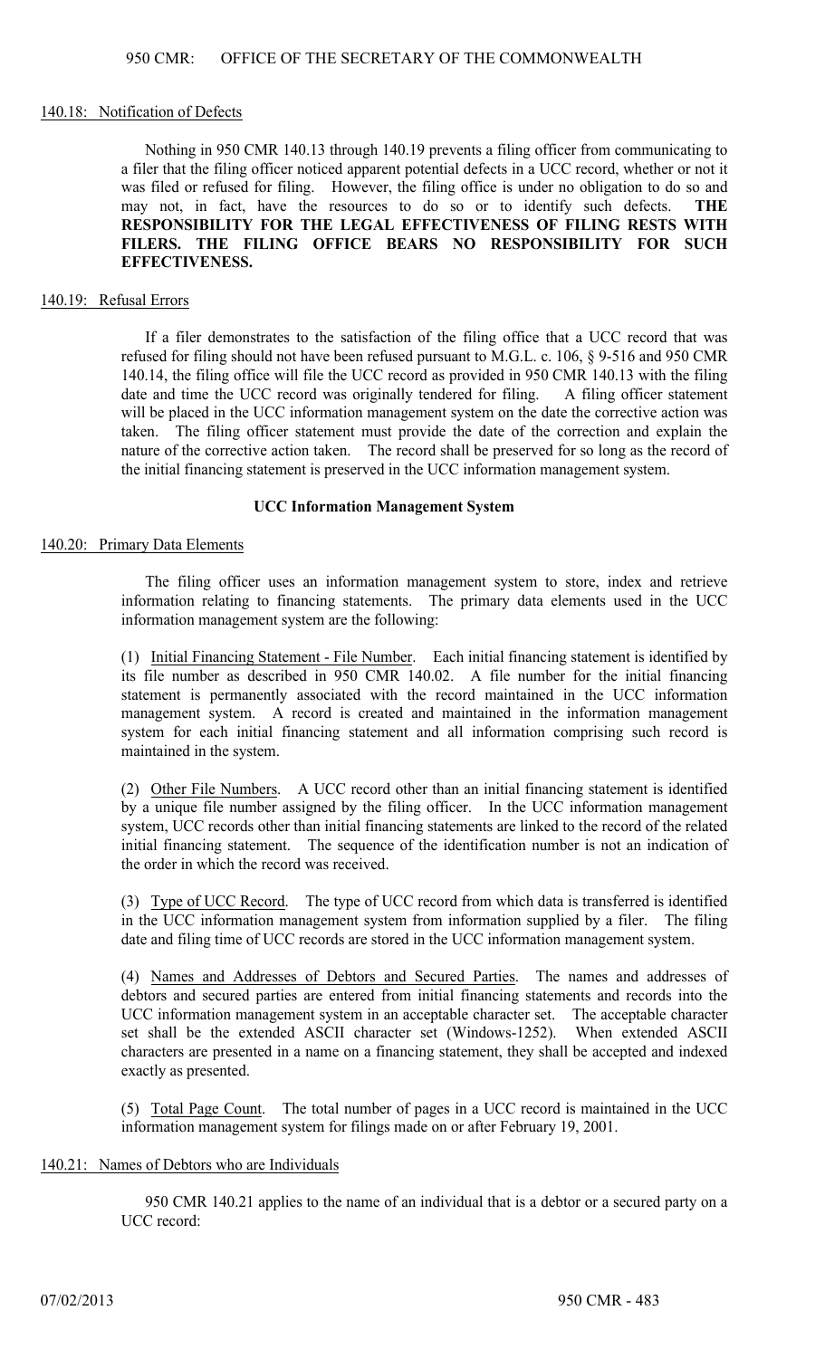#### 140.18: Notification of Defects

Nothing in 950 CMR 140.13 through 140.19 prevents a filing officer from communicating to a filer that the filing officer noticed apparent potential defects in a UCC record, whether or not it was filed or refused for filing. However, the filing office is under no obligation to do so and may not, in fact, have the resources to do so or to identify such defects. **THE RESPONSIBILITY FOR THE LEGAL EFFECTIVENESS OF FILING RESTS WITH FILERS. THE FILING OFFICE BEARS NO RESPONSIBILITY FOR SUCH EFFECTIVENESS.**

#### 140.19: Refusal Errors

If a filer demonstrates to the satisfaction of the filing office that a UCC record that was refused for filing should not have been refused pursuant to M.G.L. c. 106, § 9-516 and 950 CMR 140.14, the filing office will file the UCC record as provided in 950 CMR 140.13 with the filing date and time the UCC record was originally tendered for filing. A filing officer statement will be placed in the UCC information management system on the date the corrective action was taken. The filing officer statement must provide the date of the correction and explain the nature of the corrective action taken. The record shall be preserved for so long as the record of the initial financing statement is preserved in the UCC information management system.

### UCC Information Management System

#### 140.20: Primary Data Elements

The filing officer uses an information management system to store, index and retrieve information relating to financing statements. The primary data elements used in the UCC information management system are the following:

(1) Initial Financing Statement - File Number. Each initial financing statement is identified by its file number as described in 950 CMR 140.02. A file number for the initial financing statement is permanently associated with the record maintained in the UCC information management system. A record is created and maintained in the information management system for each initial financing statement and all information comprising such record is maintained in the system.

(2) Other File Numbers. A UCC record other than an initial financing statement is identified by a unique file number assigned by the filing officer. In the UCC information management system, UCC records other than initial financing statements are linked to the record of the related initial financing statement. The sequence of the identification number is not an indication of the order in which the record was received.

(3) Type of UCC Record. The type of UCC record from which data is transferred is identified in the UCC information management system from information supplied by a filer. The filing date and filing time of UCC records are stored in the UCC information management system.

(4) Names and Addresses of Debtors and Secured Parties. The names and addresses of debtors and secured parties are entered from initial financing statements and records into the UCC information management system in an acceptable character set. The acceptable character set shall be the extended ASCII character set (Windows-1252). When extended ASCII characters are presented in a name on a financing statement, they shall be accepted and indexed exactly as presented.

(5) Total Page Count. The total number of pages in a UCC record is maintained in the UCC information management system for filings made on or after February 19, 2001.

#### 140.21: Names of Debtors who are Individuals

950 CMR 140.21 applies to the name of an individual that is a debtor or a secured party on a UCC record: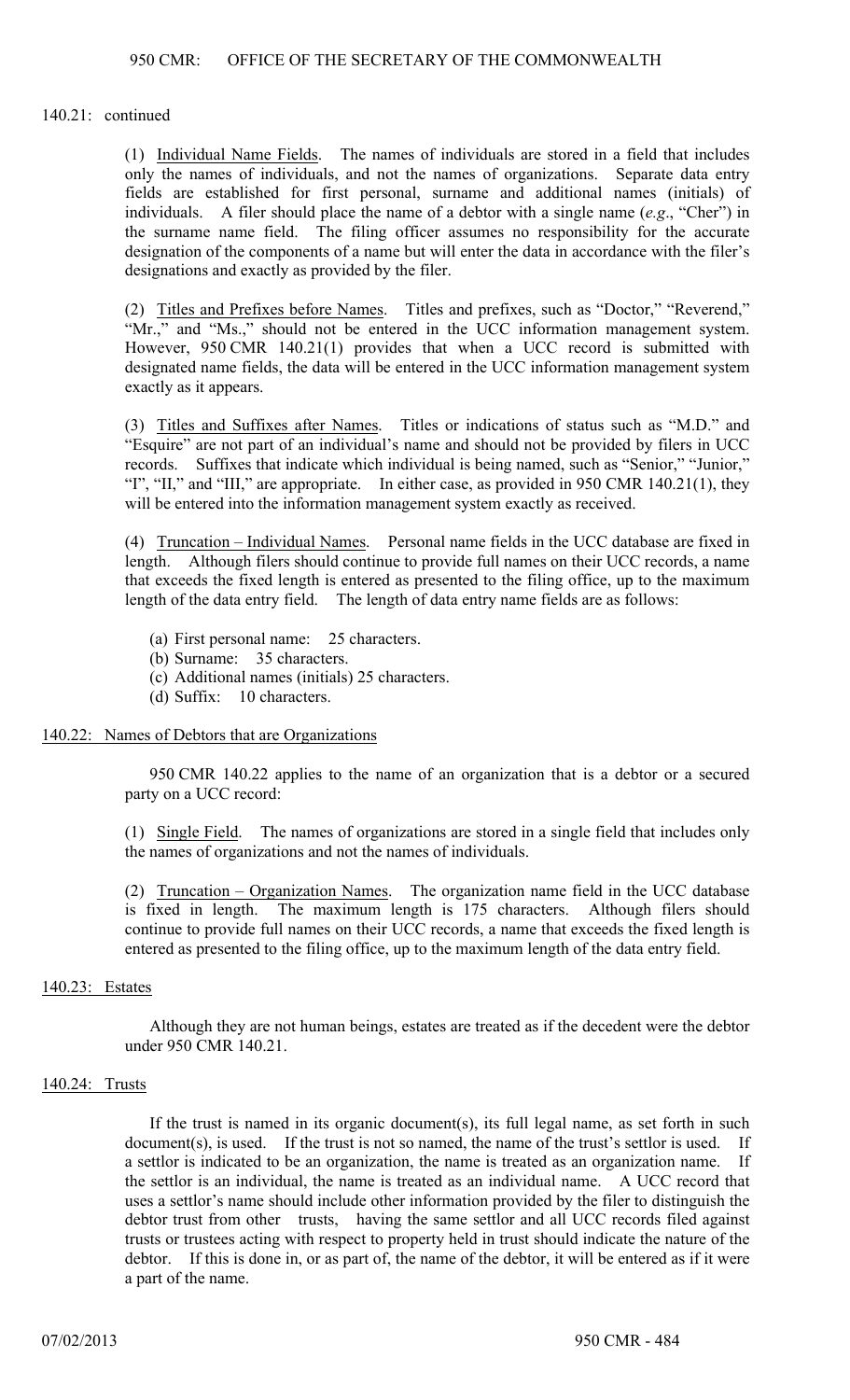140.21: continued

(1) Individual Name Fields. The names of individuals are stored in a field that includes only the names of individuals, and not the names of organizations. Separate data entry fields are established for first personal, surname and additional names (initials) of individuals. A filer should place the name of a debtor with a single name (*e.g*., "Cher") in the surname name field. The filing officer assumes no responsibility for the accurate designation of the components of a name but will enter the data in accordance with the filer's designations and exactly as provided by the filer.

(2) Titles and Prefixes before Names. Titles and prefixes, such as "Doctor," "Reverend," "Mr.," and "Ms.," should not be entered in the UCC information management system. However, 950 CMR 140.21(1) provides that when a UCC record is submitted with designated name fields, the data will be entered in the UCC information management system exactly as it appears.

(3) Titles and Suffixes after Names. Titles or indications of status such as "M.D." and "Esquire" are not part of an individual's name and should not be provided by filers in UCC records. Suffixes that indicate which individual is being named, such as "Senior," "Junior," "I", "II," and "III," are appropriate. In either case, as provided in 950 CMR 140.21(1), they will be entered into the information management system exactly as received.

(4) Truncation – Individual Names. Personal name fields in the UCC database are fixed in length. Although filers should continue to provide full names on their UCC records, a name that exceeds the fixed length is entered as presented to the filing office, up to the maximum length of the data entry field. The length of data entry name fields are as follows:

(a) First personal name: 25 characters.
(b) Surname: 35 characters.
(c) Additional names (initials) 25 characters.
(d) Suffix: 10 characters.

## 140.22: Names of Debtors that are Organizations

950 CMR 140.22 applies to the name of an organization that is a debtor or a secured party on a UCC record:

(1) Single Field. The names of organizations are stored in a single field that includes only the names of organizations and not the names of individuals.

(2) Truncation – Organization Names. The organization name field in the UCC database is fixed in length. The maximum length is 175 characters. Although filers should continue to provide full names on their UCC records, a name that exceeds the fixed length is entered as presented to the filing office, up to the maximum length of the data entry field.

## 140.23: Estates

Although they are not human beings, estates are treated as if the decedent were the debtor under 950 CMR 140.21.

## 140.24: Trusts

If the trust is named in its organic document(s), its full legal name, as set forth in such document(s), is used. If the trust is not so named, the name of the trust's settlor is used. If a settlor is indicated to be an organization, the name is treated as an organization name. If the settlor is an individual, the name is treated as an individual name. A UCC record that uses a settlor's name should include other information provided by the filer to distinguish the debtor trust from other trusts, having the same settlor and all UCC records filed against trusts or trustees acting with respect to property held in trust should indicate the nature of the debtor. If this is done in, or as part of, the name of the debtor, it will be entered as if it were a part of the name.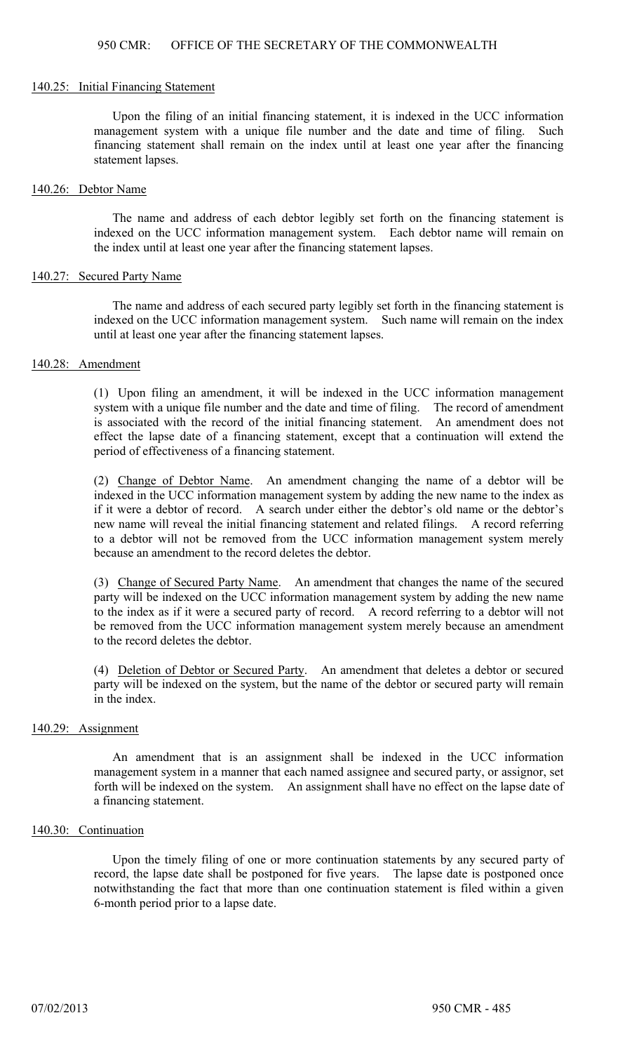## 140.25: Initial Financing Statement

Upon the filing of an initial financing statement, it is indexed in the UCC information management system with a unique file number and the date and time of filing. Such financing statement shall remain on the index until at least one year after the financing statement lapses.

## 140.26: Debtor Name

The name and address of each debtor legibly set forth on the financing statement is indexed on the UCC information management system. Each debtor name will remain on the index until at least one year after the financing statement lapses.

## 140.27: Secured Party Name

The name and address of each secured party legibly set forth in the financing statement is indexed on the UCC information management system. Such name will remain on the index until at least one year after the financing statement lapses.

## 140.28: Amendment

(1) Upon filing an amendment, it will be indexed in the UCC information management system with a unique file number and the date and time of filing. The record of amendment is associated with the record of the initial financing statement. An amendment does not effect the lapse date of a financing statement, except that a continuation will extend the period of effectiveness of a financing statement.

(2) Change of Debtor Name. An amendment changing the name of a debtor will be indexed in the UCC information management system by adding the new name to the index as if it were a debtor of record. A search under either the debtor's old name or the debtor's new name will reveal the initial financing statement and related filings. A record referring to a debtor will not be removed from the UCC information management system merely because an amendment to the record deletes the debtor.

(3) Change of Secured Party Name. An amendment that changes the name of the secured party will be indexed on the UCC information management system by adding the new name to the index as if it were a secured party of record. A record referring to a debtor will not be removed from the UCC information management system merely because an amendment to the record deletes the debtor.

(4) Deletion of Debtor or Secured Party. An amendment that deletes a debtor or secured party will be indexed on the system, but the name of the debtor or secured party will remain in the index.

## 140.29: Assignment

An amendment that is an assignment shall be indexed in the UCC information management system in a manner that each named assignee and secured party, or assignor, set forth will be indexed on the system. An assignment shall have no effect on the lapse date of a financing statement.

## 140.30: Continuation

Upon the timely filing of one or more continuation statements by any secured party of record, the lapse date shall be postponed for five years. The lapse date is postponed once notwithstanding the fact that more than one continuation statement is filed within a given 6-month period prior to a lapse date.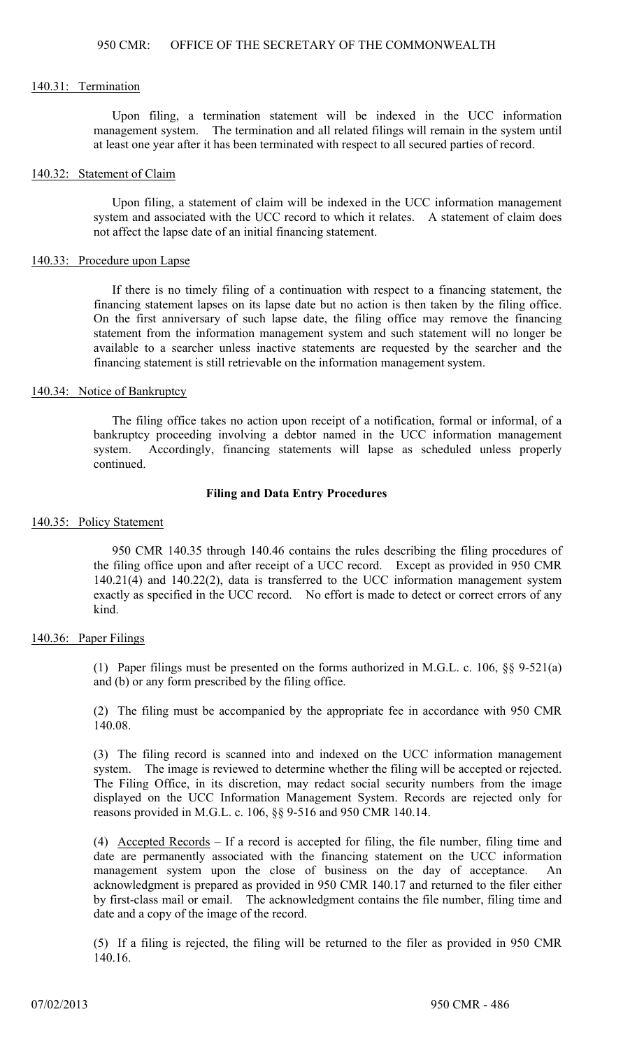140.31: Termination

Upon filing, a termination statement will be indexed in the UCC information management system. The termination and all related filings will remain in the system until at least one year after it has been terminated with respect to all secured parties of record.

140.32: Statement of Claim

Upon filing, a statement of claim will be indexed in the UCC information management system and associated with the UCC record to which it relates. A statement of claim does not affect the lapse date of an initial financing statement.

140.33: Procedure upon Lapse

If there is no timely filing of a continuation with respect to a financing statement, the financing statement lapses on its lapse date but no action is then taken by the filing office. On the first anniversary of such lapse date, the filing office may remove the financing statement from the information management system and such statement will no longer be available to a searcher unless inactive statements are requested by the searcher and the financing statement is still retrievable on the information management system.

140.34: Notice of Bankruptcy

The filing office takes no action upon receipt of a notification, formal or informal, of a bankruptcy proceeding involving a debtor named in the UCC information management system. Accordingly, financing statements will lapse as scheduled unless properly continued.

**Filing and Data Entry Procedures**

140.35: Policy Statement

950 CMR 140.35 through 140.46 contains the rules describing the filing procedures of the filing office upon and after receipt of a UCC record. Except as provided in 950 CMR 140.21(4) and 140.22(2), data is transferred to the UCC information management system exactly as specified in the UCC record. No effort is made to detect or correct errors of any kind.

140.36: Paper Filings

(1) Paper filings must be presented on the forms authorized in M.G.L. c. 106, §§ 9-521(a) and (b) or any form prescribed by the filing office.

(2) The filing must be accompanied by the appropriate fee in accordance with 950 CMR 140.08.

(3) The filing record is scanned into and indexed on the UCC information management system. The image is reviewed to determine whether the filing will be accepted or rejected. The Filing Office, in its discretion, may redact social security numbers from the image displayed on the UCC Information Management System. Records are rejected only for reasons provided in M.G.L. c. 106, §§ 9-516 and 950 CMR 140.14.

(4) Accepted Records – If a record is accepted for filing, the file number, filing time and date are permanently associated with the financing statement on the UCC information management system upon the close of business on the day of acceptance. An acknowledgment is prepared as provided in 950 CMR 140.17 and returned to the filer either by first-class mail or email. The acknowledgment contains the file number, filing time and date and a copy of the image of the record.

(5) If a filing is rejected, the filing will be returned to the filer as provided in 950 CMR 140.16.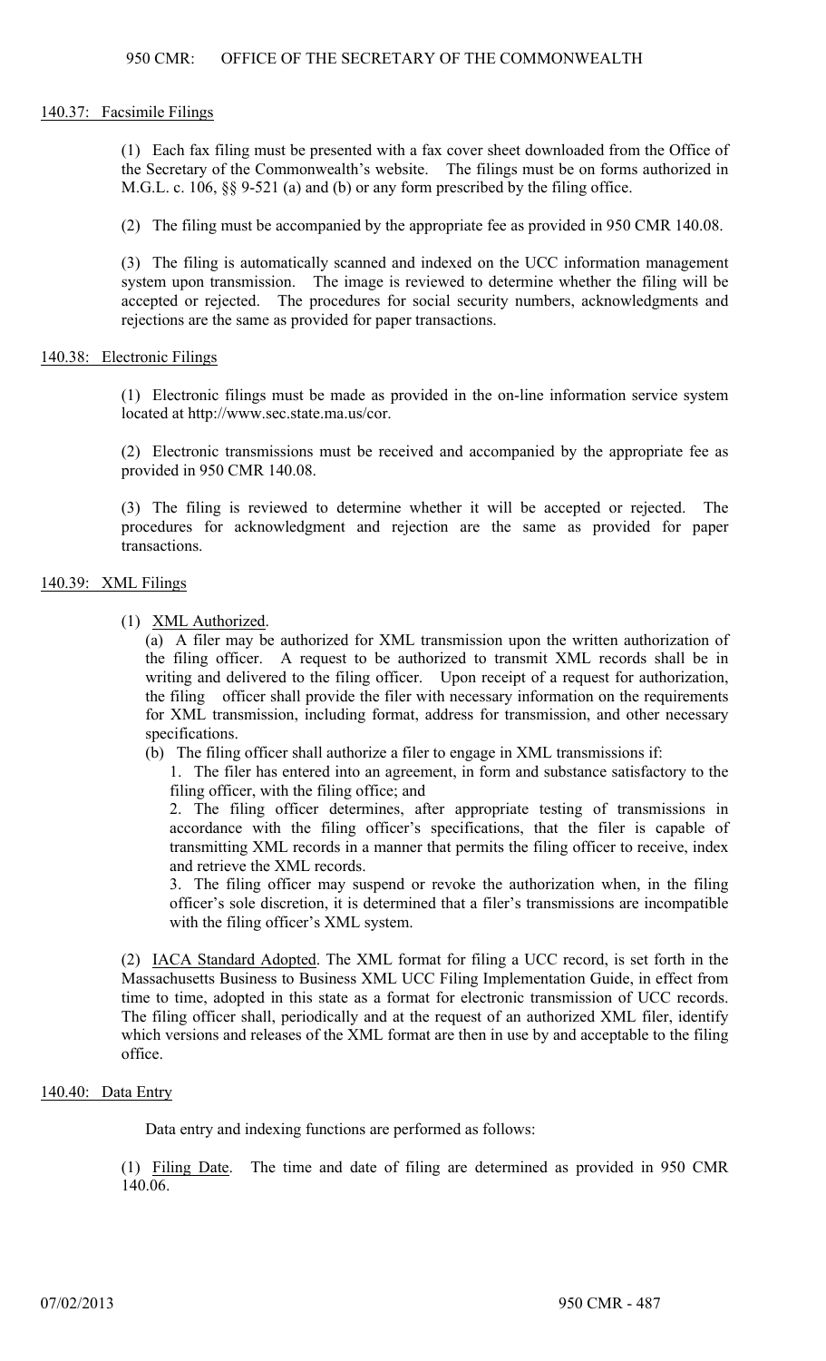## 140.37: Facsimile Filings

(1) Each fax filing must be presented with a fax cover sheet downloaded from the Office of the Secretary of the Commonwealth's website. The filings must be on forms authorized in M.G.L. c. 106, §§ 9-521 (a) and (b) or any form prescribed by the filing office.

(2) The filing must be accompanied by the appropriate fee as provided in 950 CMR 140.08.

(3) The filing is automatically scanned and indexed on the UCC information management system upon transmission. The image is reviewed to determine whether the filing will be accepted or rejected. The procedures for social security numbers, acknowledgments and rejections are the same as provided for paper transactions.

## 140.38: Electronic Filings

(1) Electronic filings must be made as provided in the on-line information service system located at http://www.sec.state.ma.us/cor.

(2) Electronic transmissions must be received and accompanied by the appropriate fee as provided in 950 CMR 140.08.

(3) The filing is reviewed to determine whether it will be accepted or rejected. The procedures for acknowledgment and rejection are the same as provided for paper transactions.

## 140.39: XML Filings

(1) XML Authorized.

(a) A filer may be authorized for XML transmission upon the written authorization of the filing officer. A request to be authorized to transmit XML records shall be in writing and delivered to the filing officer. Upon receipt of a request for authorization, the filing officer shall provide the filer with necessary information on the requirements for XML transmission, including format, address for transmission, and other necessary specifications.

(b) The filing officer shall authorize a filer to engage in XML transmissions if:

1. The filer has entered into an agreement, in form and substance satisfactory to the filing officer, with the filing office; and

2. The filing officer determines, after appropriate testing of transmissions in accordance with the filing officer's specifications, that the filer is capable of transmitting XML records in a manner that permits the filing officer to receive, index and retrieve the XML records.

3. The filing officer may suspend or revoke the authorization when, in the filing officer's sole discretion, it is determined that a filer's transmissions are incompatible with the filing officer's XML system.

(2) IACA Standard Adopted. The XML format for filing a UCC record, is set forth in the Massachusetts Business to Business XML UCC Filing Implementation Guide, in effect from time to time, adopted in this state as a format for electronic transmission of UCC records. The filing officer shall, periodically and at the request of an authorized XML filer, identify which versions and releases of the XML format are then in use by and acceptable to the filing office.

## 140.40: Data Entry

Data entry and indexing functions are performed as follows:

(1) Filing Date. The time and date of filing are determined as provided in 950 CMR 140.06.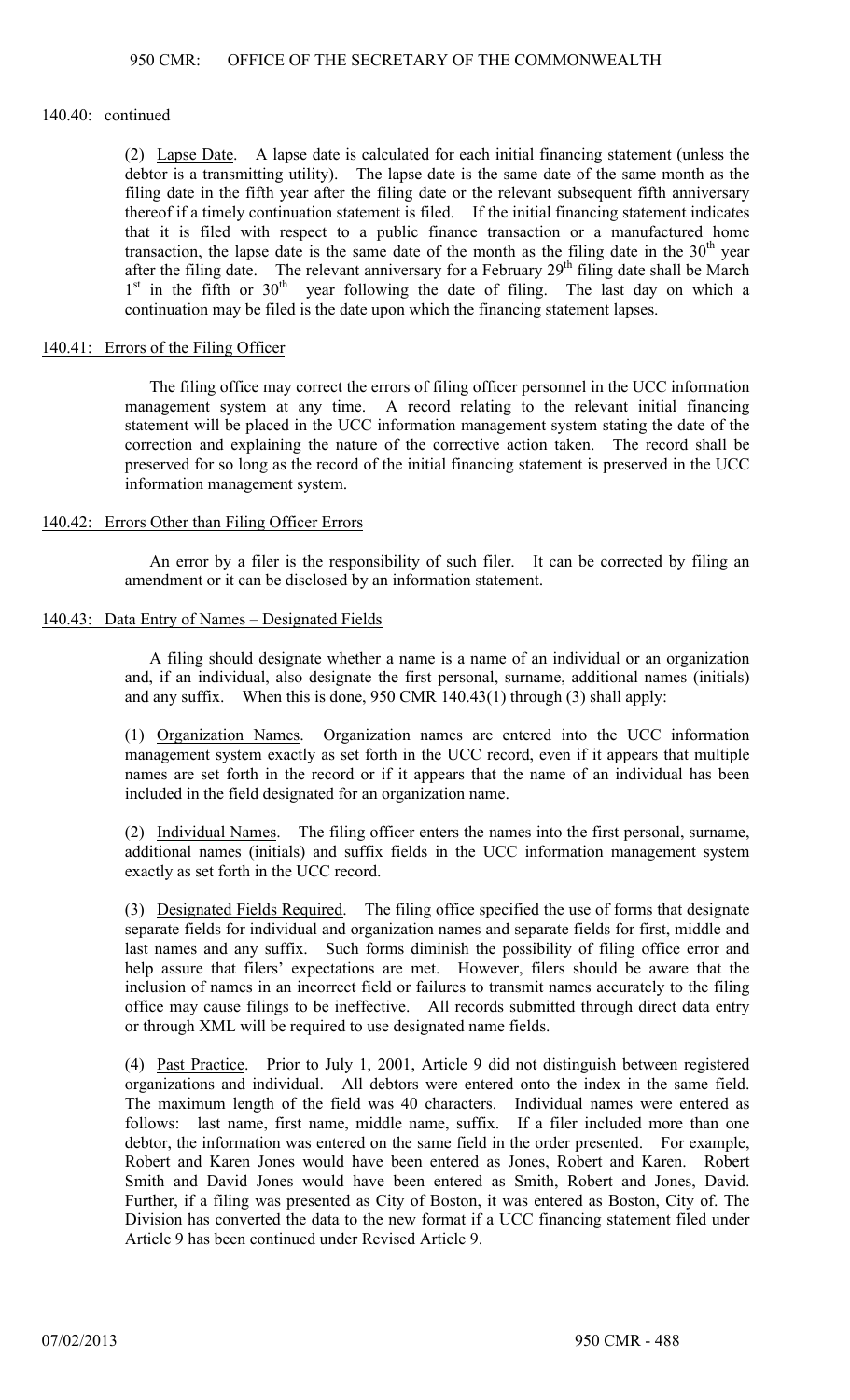140.40: continued

(2) Lapse Date. A lapse date is calculated for each initial financing statement (unless the debtor is a transmitting utility). The lapse date is the same date of the same month as the filing date in the fifth year after the filing date or the relevant subsequent fifth anniversary thereof if a timely continuation statement is filed. If the initial financing statement indicates that it is filed with respect to a public finance transaction or a manufactured home transaction, the lapse date is the same date of the month as the filing date in the 30th year after the filing date. The relevant anniversary for a February 29th filing date shall be March 1st in the fifth or 30th year following the date of filing. The last day on which a continuation may be filed is the date upon which the financing statement lapses.

## 140.41: Errors of the Filing Officer

The filing office may correct the errors of filing officer personnel in the UCC information management system at any time. A record relating to the relevant initial financing statement will be placed in the UCC information management system stating the date of the correction and explaining the nature of the corrective action taken. The record shall be preserved for so long as the record of the initial financing statement is preserved in the UCC information management system.

## 140.42: Errors Other than Filing Officer Errors

An error by a filer is the responsibility of such filer. It can be corrected by filing an amendment or it can be disclosed by an information statement.

## 140.43: Data Entry of Names – Designated Fields

A filing should designate whether a name is a name of an individual or an organization and, if an individual, also designate the first personal, surname, additional names (initials) and any suffix. When this is done, 950 CMR 140.43(1) through (3) shall apply:

(1) Organization Names. Organization names are entered into the UCC information management system exactly as set forth in the UCC record, even if it appears that multiple names are set forth in the record or if it appears that the name of an individual has been included in the field designated for an organization name.

(2) Individual Names. The filing officer enters the names into the first personal, surname, additional names (initials) and suffix fields in the UCC information management system exactly as set forth in the UCC record.

(3) Designated Fields Required. The filing office specified the use of forms that designate separate fields for individual and organization names and separate fields for first, middle and last names and any suffix. Such forms diminish the possibility of filing office error and help assure that filers' expectations are met. However, filers should be aware that the inclusion of names in an incorrect field or failures to transmit names accurately to the filing office may cause filings to be ineffective. All records submitted through direct data entry or through XML will be required to use designated name fields.

(4) Past Practice. Prior to July 1, 2001, Article 9 did not distinguish between registered organizations and individual. All debtors were entered onto the index in the same field. The maximum length of the field was 40 characters. Individual names were entered as follows: last name, first name, middle name, suffix. If a filer included more than one debtor, the information was entered on the same field in the order presented. For example, Robert and Karen Jones would have been entered as Jones, Robert and Karen. Robert Smith and David Jones would have been entered as Smith, Robert and Jones, David. Further, if a filing was presented as City of Boston, it was entered as Boston, City of. The Division has converted the data to the new format if a UCC financing statement filed under Article 9 has been continued under Revised Article 9.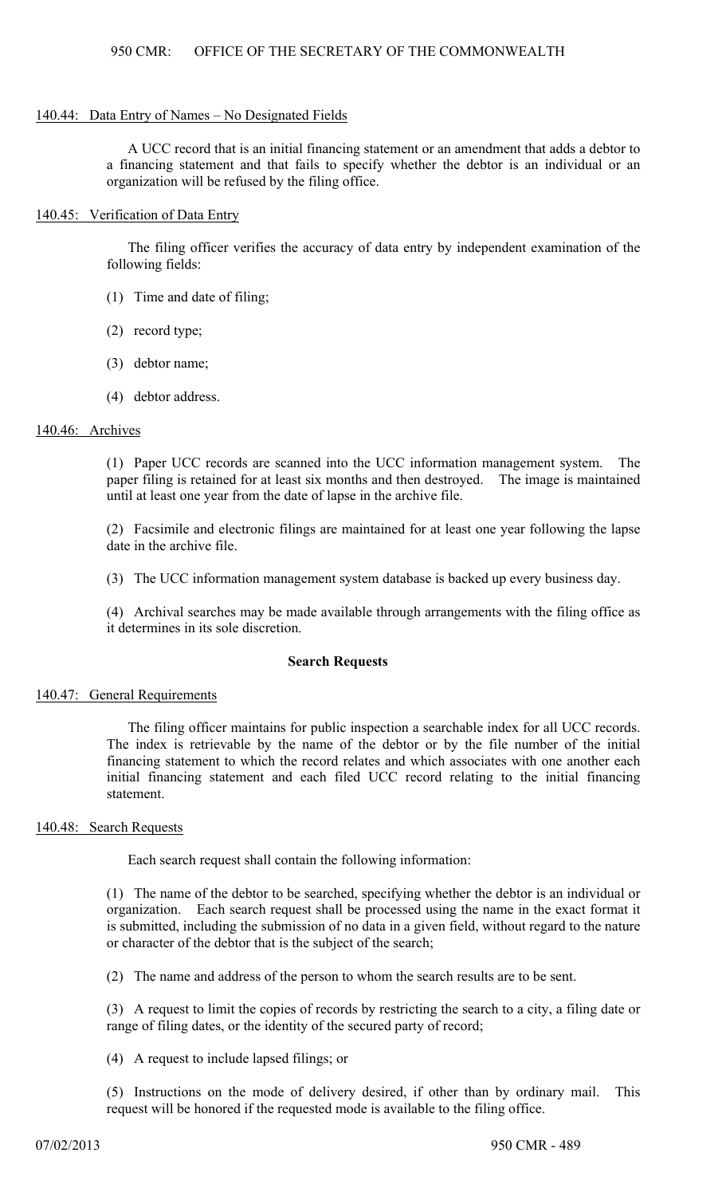### 140.44: Data Entry of Names – No Designated Fields

A UCC record that is an initial financing statement or an amendment that adds a debtor to a financing statement and that fails to specify whether the debtor is an individual or an organization will be refused by the filing office.

### 140.45: Verification of Data Entry

The filing officer verifies the accuracy of data entry by independent examination of the following fields:

(1) Time and date of filing;

(2) record type;

(3) debtor name;

(4) debtor address.

### 140.46: Archives

(1) Paper UCC records are scanned into the UCC information management system. The paper filing is retained for at least six months and then destroyed. The image is maintained until at least one year from the date of lapse in the archive file.

(2) Facsimile and electronic filings are maintained for at least one year following the lapse date in the archive file.

(3) The UCC information management system database is backed up every business day.

(4) Archival searches may be made available through arrangements with the filing office as it determines in its sole discretion.

## Search Requests

### 140.47: General Requirements

The filing officer maintains for public inspection a searchable index for all UCC records. The index is retrievable by the name of the debtor or by the file number of the initial financing statement to which the record relates and which associates with one another each initial financing statement and each filed UCC record relating to the initial financing statement.

### 140.48: Search Requests

Each search request shall contain the following information:

(1) The name of the debtor to be searched, specifying whether the debtor is an individual or organization. Each search request shall be processed using the name in the exact format it is submitted, including the submission of no data in a given field, without regard to the nature or character of the debtor that is the subject of the search;

(2) The name and address of the person to whom the search results are to be sent.

(3) A request to limit the copies of records by restricting the search to a city, a filing date or range of filing dates, or the identity of the secured party of record;

(4) A request to include lapsed filings; or

(5) Instructions on the mode of delivery desired, if other than by ordinary mail. This request will be honored if the requested mode is available to the filing office.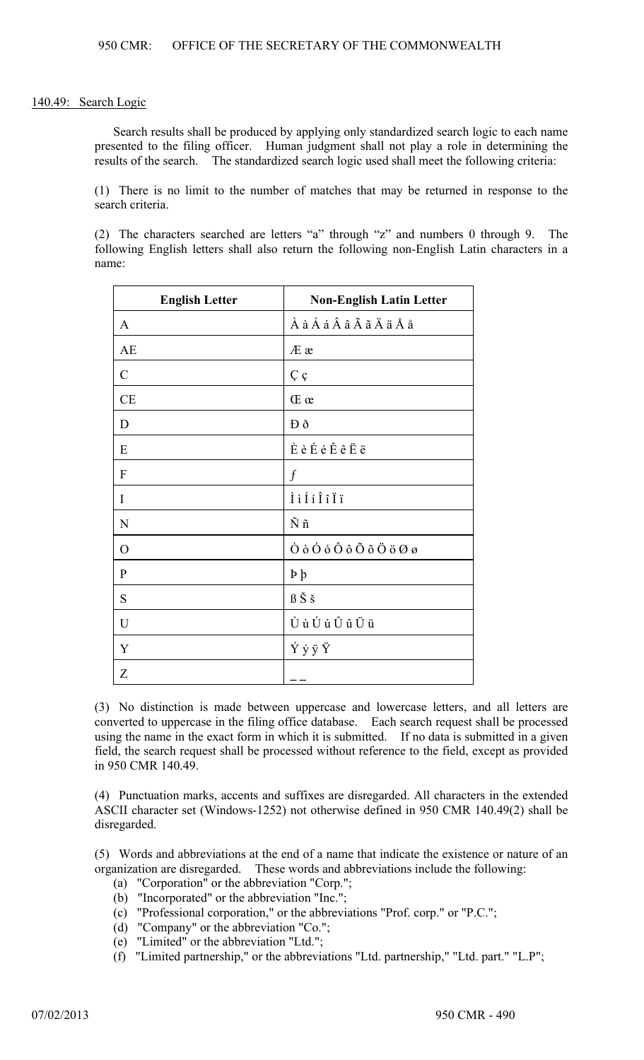140.49: Search Logic

Search results shall be produced by applying only standardized search logic to each name presented to the filing officer. Human judgment shall not play a role in determining the results of the search. The standardized search logic used shall meet the following criteria:

(1) There is no limit to the number of matches that may be returned in response to the search criteria.

(2) The characters searched are letters "a" through "z" and numbers 0 through 9. The following English letters shall also return the following non-English Latin characters in a name:

| English Letter | Non-English Latin Letter |
|---|---|
| A | À à Á á Â â Ã ã Ä ä Å å |
| AE | Æ æ |
| C | Ç ç |
| CE | Œ œ |
| D | Ð ð |
| E | È è É é Ê ê Ë ë |
| F | ƒ |
| I | Ì ì Í í Î î Ï ï |
| N | Ñ ñ |
| O | Ò ò Ó ó Ô ô Õ õ Ö ö Ø ø |
| P | Þ þ |
| S | ß Š š |
| U | Ù ù Ú ú Û û Ü ü |
| Y | Ý ý ÿ Ÿ |
| Z | _ _ |

(3) No distinction is made between uppercase and lowercase letters, and all letters are converted to uppercase in the filing office database. Each search request shall be processed using the name in the exact form in which it is submitted. If no data is submitted in a given field, the search request shall be processed without reference to the field, except as provided in 950 CMR 140.49.

(4) Punctuation marks, accents and suffixes are disregarded. All characters in the extended ASCII character set (Windows-1252) not otherwise defined in 950 CMR 140.49(2) shall be disregarded.

(5) Words and abbreviations at the end of a name that indicate the existence or nature of an organization are disregarded. These words and abbreviations include the following:

- (a) "Corporation" or the abbreviation "Corp.";
- (b) "Incorporated" or the abbreviation "Inc.";
- (c) "Professional corporation," or the abbreviations "Prof. corp." or "P.C.";
- (d) "Company" or the abbreviation "Co.";
- (e) "Limited" or the abbreviation "Ltd.";
- (f) "Limited partnership," or the abbreviations "Ltd. partnership," "Ltd. part." "L.P";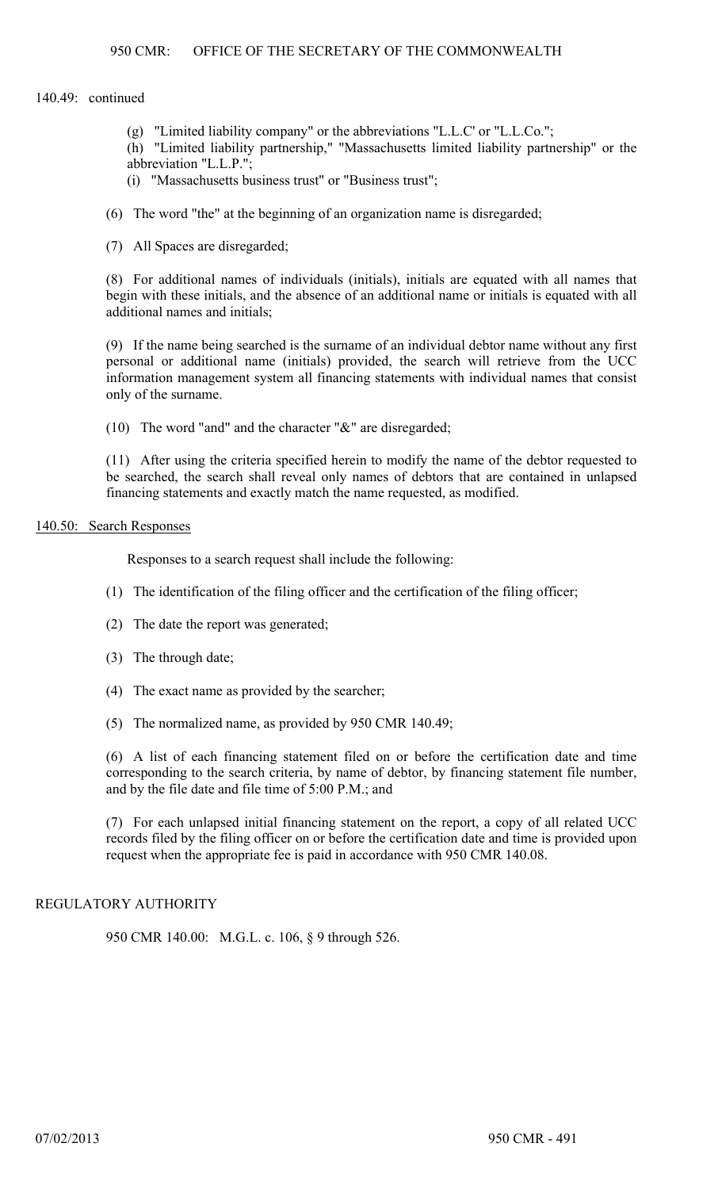140.49: continued

(g) "Limited liability company" or the abbreviations "L.L.C' or "L.L.Co.";

(h) "Limited liability partnership," "Massachusetts limited liability partnership" or the abbreviation "L.L.P.";

(i) "Massachusetts business trust" or "Business trust";

(6) The word "the" at the beginning of an organization name is disregarded;

(7) All Spaces are disregarded;

(8) For additional names of individuals (initials), initials are equated with all names that begin with these initials, and the absence of an additional name or initials is equated with all additional names and initials;

(9) If the name being searched is the surname of an individual debtor name without any first personal or additional name (initials) provided, the search will retrieve from the UCC information management system all financing statements with individual names that consist only of the surname.

(10) The word "and" and the character "&" are disregarded;

(11) After using the criteria specified herein to modify the name of the debtor requested to be searched, the search shall reveal only names of debtors that are contained in unlapsed financing statements and exactly match the name requested, as modified.

## 140.50: Search Responses

Responses to a search request shall include the following:

(1) The identification of the filing officer and the certification of the filing officer;

(2) The date the report was generated;

(3) The through date;

(4) The exact name as provided by the searcher;

(5) The normalized name, as provided by 950 CMR 140.49;

(6) A list of each financing statement filed on or before the certification date and time corresponding to the search criteria, by name of debtor, by financing statement file number, and by the file date and file time of 5:00 P.M.; and

(7) For each unlapsed initial financing statement on the report, a copy of all related UCC records filed by the filing officer on or before the certification date and time is provided upon request when the appropriate fee is paid in accordance with 950 CMR 140.08.

## REGULATORY AUTHORITY

950 CMR 140.00: M.G.L. c. 106, § 9 through 526.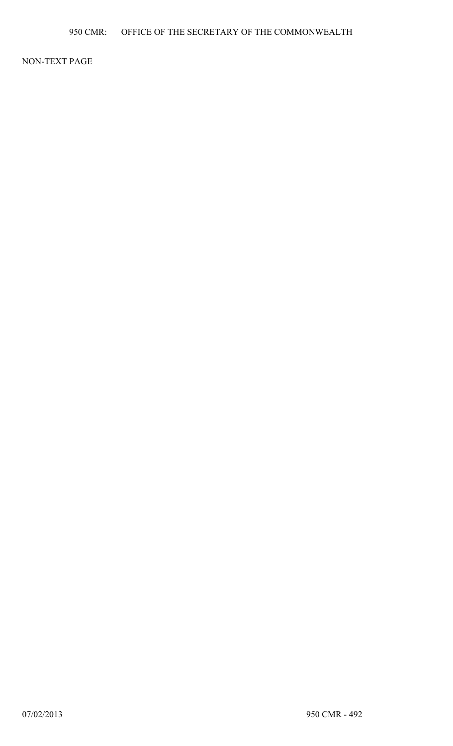NON-TEXT PAGE